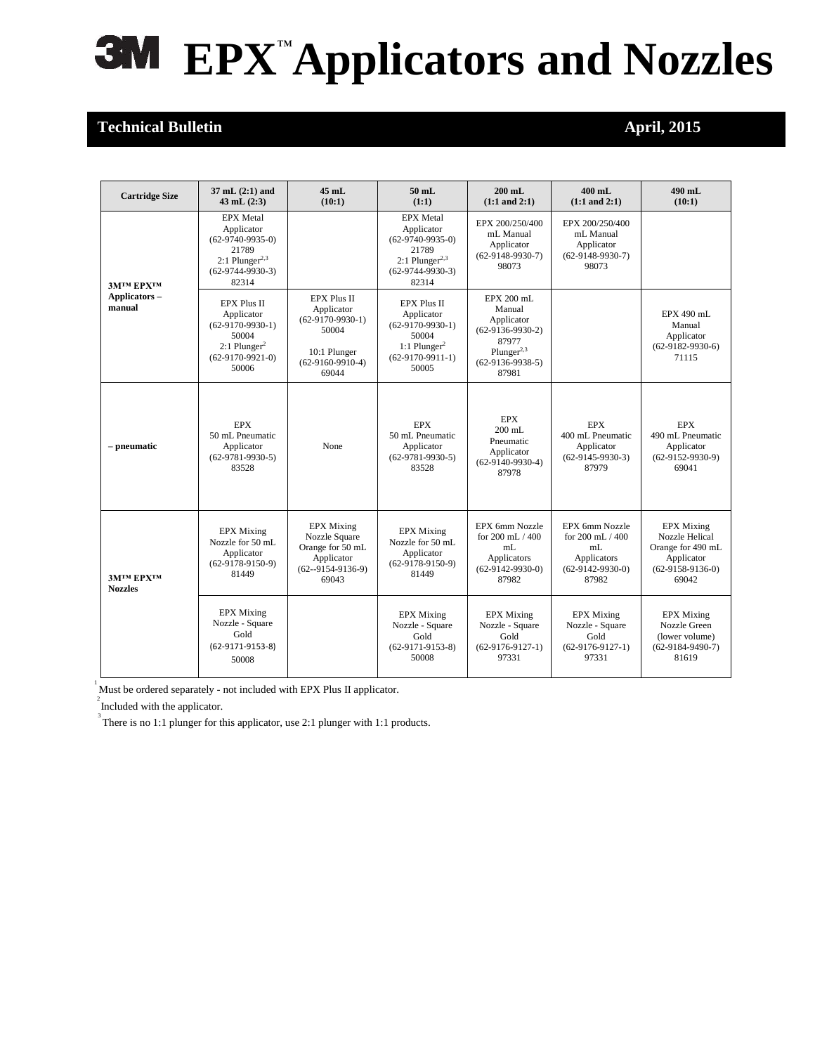# 3M EPX™ Applicators and Nozzles

**Technical Bulletin** **April, 2015**

| Cartridge Size | 37 mL (2:1) and 43 mL (2:3) | 45 mL (10:1) | 50 mL (1:1) | 200 mL (1:1 and 2:1) | 400 mL (1:1 and 2:1) | 490 mL (10:1) |
|---|---|---|---|---|---|---|
| 3M™ EPX™ Applicators – manual | EPX Metal Applicator (62-9740-9935-0) 21789 2:1 Plunger[2,3] (62-9744-9930-3) 82314 | | EPX Metal Applicator (62-9740-9935-0) 21789 2:1 Plunger[2,3] (62-9744-9930-3) 82314 | EPX 200/250/400 mL Manual Applicator (62-9148-9930-7) 98073 | EPX 200/250/400 mL Manual Applicator (62-9148-9930-7) 98073 | |
| | EPX Plus II Applicator (62-9170-9930-1) 50004 2:1 Plunger[2] (62-9170-9921-0) 50006 | EPX Plus II Applicator (62-9170-9930-1) 50004 10:1 Plunger (62-9160-9910-4) 69044 | EPX Plus II Applicator (62-9170-9930-1) 50004 1:1 Plunger[2] (62-9170-9911-1) 50005 | EPX 200 mL Manual Applicator (62-9136-9930-2) 87977 Plunger[2,3] (62-9136-9938-5) 87981 | | EPX 490 mL Manual Applicator (62-9182-9930-6) 71115 |
| – pneumatic | EPX 50 mL Pneumatic Applicator (62-9781-9930-5) 83528 | None | EPX 50 mL Pneumatic Applicator (62-9781-9930-5) 83528 | EPX 200 mL Pneumatic Applicator (62-9140-9930-4) 87978 | EPX 400 mL Pneumatic Applicator (62-9145-9930-3) 87979 | EPX 490 mL Pneumatic Applicator (62-9152-9930-9) 69041 |
| 3M™ EPX™ Nozzles | EPX Mixing Nozzle for 50 mL Applicator (62-9178-9150-9) 81449 | EPX Mixing Nozzle Square Orange for 50 mL Applicator (62--9154-9136-9) 69043 | EPX Mixing Nozzle for 50 mL Applicator (62-9178-9150-9) 81449 | EPX 6mm Nozzle for 200 mL / 400 mL Applicators (62-9142-9930-0) 87982 | EPX 6mm Nozzle for 200 mL / 400 mL Applicators (62-9142-9930-0) 87982 | EPX Mixing Nozzle Helical Orange for 490 mL Applicator (62-9158-9136-0) 69042 |
| | EPX Mixing Nozzle - Square Gold (62-9171-9153-8) 50008 | | EPX Mixing Nozzle - Square Gold (62-9171-9153-8) 50008 | EPX Mixing Nozzle - Square Gold (62-9176-9127-1) 97331 | EPX Mixing Nozzle - Square Gold (62-9176-9127-1) 97331 | EPX Mixing Nozzle Green (lower volume) (62-9184-9490-7) 81619 |

[1] Must be ordered separately - not included with EPX Plus II applicator.

[2] Included with the applicator.

[3] There is no 1:1 plunger for this applicator, use 2:1 plunger with 1:1 products.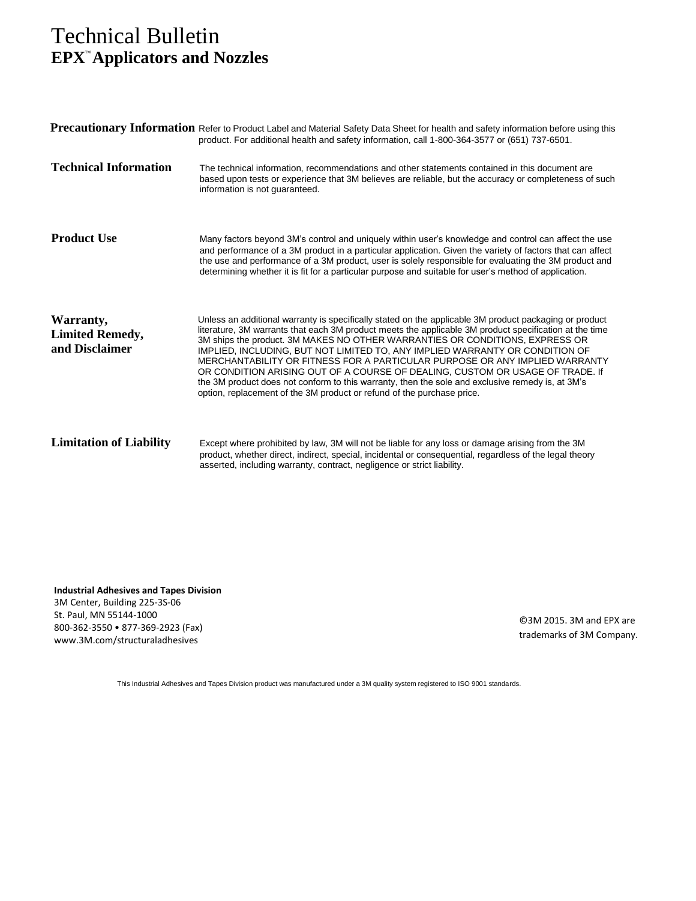# Technical Bulletin
## EPX™ Applicators and Nozzles

**Precautionary Information** Refer to Product Label and Material Safety Data Sheet for health and safety information before using this product. For additional health and safety information, call 1-800-364-3577 or (651) 737-6501.

**Technical Information** The technical information, recommendations and other statements contained in this document are based upon tests or experience that 3M believes are reliable, but the accuracy or completeness of such information is not guaranteed.

**Product Use** Many factors beyond 3M's control and uniquely within user's knowledge and control can affect the use and performance of a 3M product in a particular application. Given the variety of factors that can affect the use and performance of a 3M product, user is solely responsible for evaluating the 3M product and determining whether it is fit for a particular purpose and suitable for user's method of application.

**Warranty, Limited Remedy, and Disclaimer** Unless an additional warranty is specifically stated on the applicable 3M product packaging or product literature, 3M warrants that each 3M product meets the applicable 3M product specification at the time 3M ships the product. 3M MAKES NO OTHER WARRANTIES OR CONDITIONS, EXPRESS OR IMPLIED, INCLUDING, BUT NOT LIMITED TO, ANY IMPLIED WARRANTY OR CONDITION OF MERCHANTABILITY OR FITNESS FOR A PARTICULAR PURPOSE OR ANY IMPLIED WARRANTY OR CONDITION ARISING OUT OF A COURSE OF DEALING, CUSTOM OR USAGE OF TRADE. If the 3M product does not conform to this warranty, then the sole and exclusive remedy is, at 3M's option, replacement of the 3M product or refund of the purchase price.

**Limitation of Liability** Except where prohibited by law, 3M will not be liable for any loss or damage arising from the 3M product, whether direct, indirect, special, incidental or consequential, regardless of the legal theory asserted, including warranty, contract, negligence or strict liability.

**Industrial Adhesives and Tapes Division**
3M Center, Building 225-3S-06
St. Paul, MN 55144-1000
800-362-3550 • 877-369-2923 (Fax)
www.3M.com/structuraladhesives

©3M 2015. 3M and EPX are trademarks of 3M Company.

This Industrial Adhesives and Tapes Division product was manufactured under a 3M quality system registered to ISO 9001 standards.